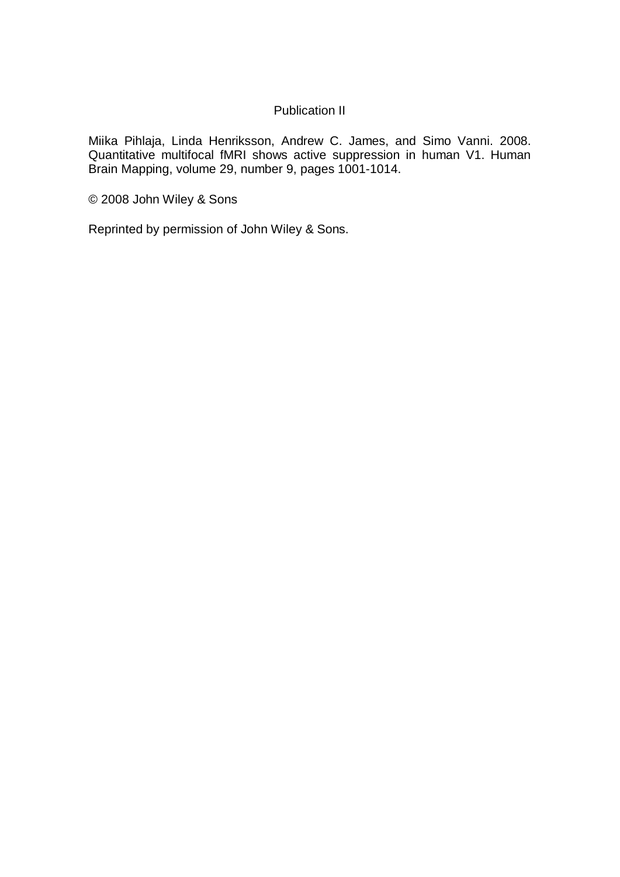Publication II

Miika Pihlaja, Linda Henriksson, Andrew C. James, and Simo Vanni. 2008. Quantitative multifocal fMRI shows active suppression in human V1. Human Brain Mapping, volume 29, number 9, pages 1001-1014.

© 2008 John Wiley & Sons

Reprinted by permission of John Wiley & Sons.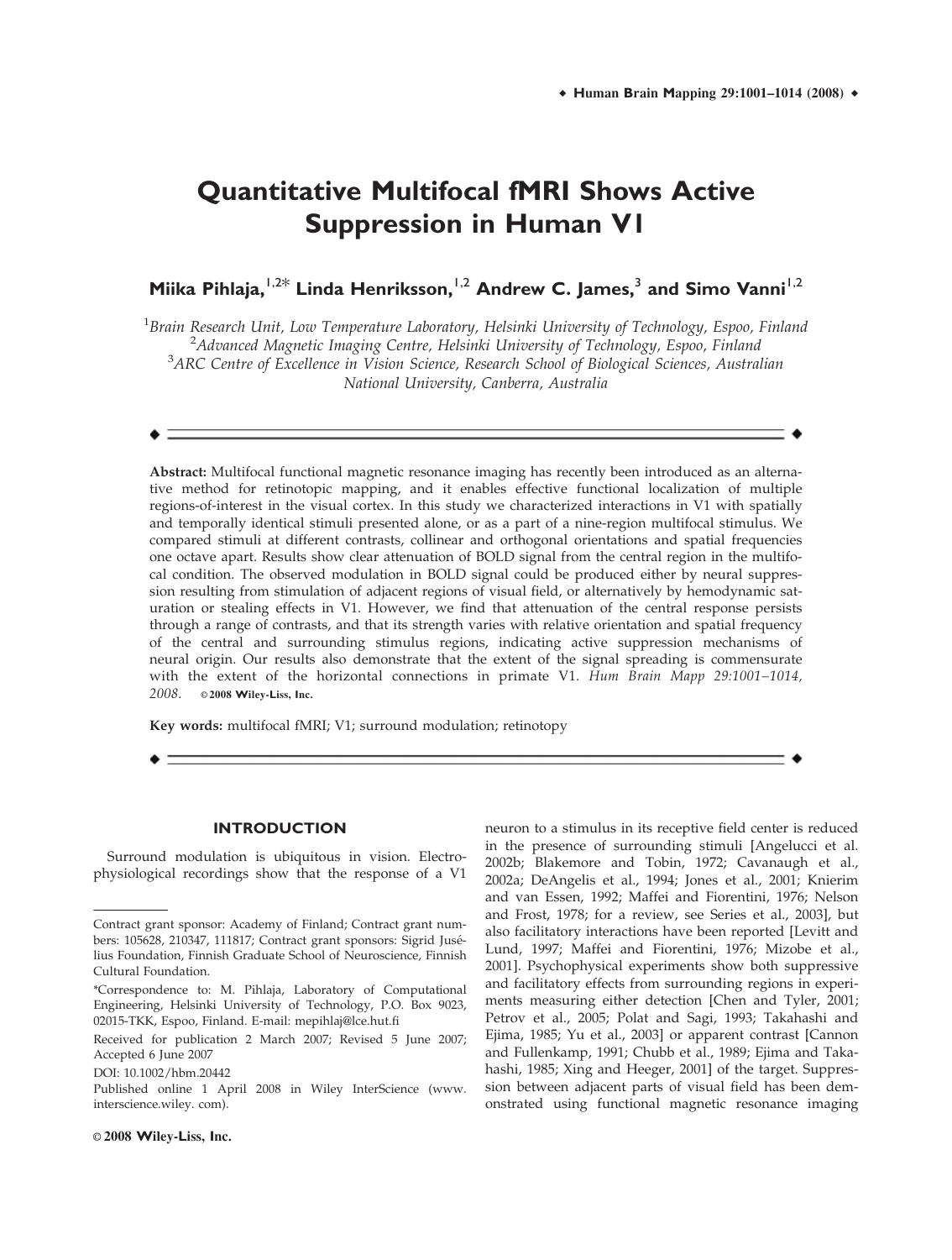# Quantitative Multifocal fMRI Shows Active Suppression in Human V1

**Miika Pihlaja,[1,2]* Linda Henriksson,[1,2] Andrew C. James,[3] and Simo Vanni[1,2]**

[1] *Brain Research Unit, Low Temperature Laboratory, Helsinki University of Technology, Espoo, Finland*
[2] *Advanced Magnetic Imaging Centre, Helsinki University of Technology, Espoo, Finland*
[3] *ARC Centre of Excellence in Vision Science, Research School of Biological Sciences, Australian National University, Canberra, Australia*

---

**Abstract:** Multifocal functional magnetic resonance imaging has recently been introduced as an alternative method for retinotopic mapping, and it enables effective functional localization of multiple regions-of-interest in the visual cortex. In this study we characterized interactions in V1 with spatially and temporally identical stimuli presented alone, or as a part of a nine-region multifocal stimulus. We compared stimuli at different contrasts, collinear and orthogonal orientations and spatial frequencies one octave apart. Results show clear attenuation of BOLD signal from the central region in the multifocal condition. The observed modulation in BOLD signal could be produced either by neural suppression resulting from stimulation of adjacent regions of visual field, or alternatively by hemodynamic saturation or stealing effects in V1. However, we find that attenuation of the central response persists through a range of contrasts, and that its strength varies with relative orientation and spatial frequency of the central and surrounding stimulus regions, indicating active suppression mechanisms of neural origin. Our results also demonstrate that the extent of the signal spreading is commensurate with the extent of the horizontal connections in primate V1. *Hum Brain Mapp 29:1001–1014, 2008.* © **2008 Wiley-Liss, Inc.**

**Key words:** multifocal fMRI; V1; surround modulation; retinotopy

---

## INTRODUCTION

Surround modulation is ubiquitous in vision. Electrophysiological recordings show that the response of a V1 neuron to a stimulus in its receptive field center is reduced in the presence of surrounding stimuli [Angelucci et al. 2002b; Blakemore and Tobin, 1972; Cavanaugh et al., 2002a; DeAngelis et al., 1994; Jones et al., 2001; Knierim and van Essen, 1992; Maffei and Fiorentini, 1976; Nelson and Frost, 1978; for a review, see Series et al., 2003], but also facilitatory interactions have been reported [Levitt and Lund, 1997; Maffei and Fiorentini, 1976; Mizobe et al., 2001]. Psychophysical experiments show both suppressive and facilitatory effects from surrounding regions in experiments measuring either detection [Chen and Tyler, 2001; Petrov et al., 2005; Polat and Sagi, 1993; Takahashi and Ejima, 1985; Yu et al., 2003] or apparent contrast [Cannon and Fullenkamp, 1991; Chubb et al., 1989; Ejima and Takahashi, 1985; Xing and Heeger, 2001] of the target. Suppression between adjacent parts of visual field has been demonstrated using functional magnetic resonance imaging

---

Contract grant sponsor: Academy of Finland; Contract grant numbers: 105628, 210347, 111817; Contract grant sponsors: Sigrid Jusélius Foundation, Finnish Graduate School of Neuroscience, Finnish Cultural Foundation.

*Correspondence to: M. Pihlaja, Laboratory of Computational Engineering, Helsinki University of Technology, P.O. Box 9023, 02015-TKK, Espoo, Finland. E-mail: mepihlaj@lce.hut.fi

Received for publication 2 March 2007; Revised 5 June 2007; Accepted 6 June 2007

DOI: 10.1002/hbm.20442

Published online 1 April 2008 in Wiley InterScience (www.interscience.wiley.com).

© 2008 Wiley-Liss, Inc.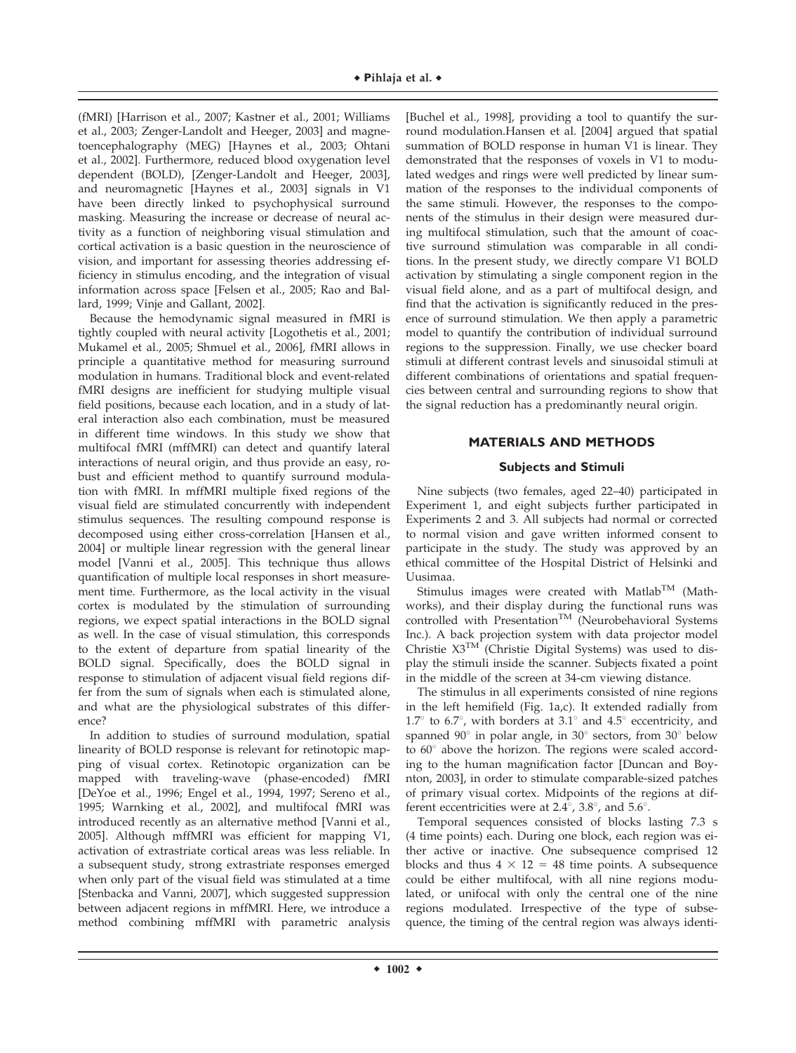(fMRI) [Harrison et al., 2007; Kastner et al., 2001; Williams et al., 2003; Zenger-Landolt and Heeger, 2003] and magnetoencephalography (MEG) [Haynes et al., 2003; Ohtani et al., 2002]. Furthermore, reduced blood oxygenation level dependent (BOLD), [Zenger-Landolt and Heeger, 2003], and neuromagnetic [Haynes et al., 2003] signals in V1 have been directly linked to psychophysical surround masking. Measuring the increase or decrease of neural activity as a function of neighboring visual stimulation and cortical activation is a basic question in the neuroscience of vision, and important for assessing theories addressing efficiency in stimulus encoding, and the integration of visual information across space [Felsen et al., 2005; Rao and Ballard, 1999; Vinje and Gallant, 2002].

Because the hemodynamic signal measured in fMRI is tightly coupled with neural activity [Logothetis et al., 2001; Mukamel et al., 2005; Shmuel et al., 2006], fMRI allows in principle a quantitative method for measuring surround modulation in humans. Traditional block and event-related fMRI designs are inefficient for studying multiple visual field positions, because each location, and in a study of lateral interaction also each combination, must be measured in different time windows. In this study we show that multifocal fMRI (mffMRI) can detect and quantify lateral interactions of neural origin, and thus provide an easy, robust and efficient method to quantify surround modulation with fMRI. In mffMRI multiple fixed regions of the visual field are stimulated concurrently with independent stimulus sequences. The resulting compound response is decomposed using either cross-correlation [Hansen et al., 2004] or multiple linear regression with the general linear model [Vanni et al., 2005]. This technique thus allows quantification of multiple local responses in short measurement time. Furthermore, as the local activity in the visual cortex is modulated by the stimulation of surrounding regions, we expect spatial interactions in the BOLD signal as well. In the case of visual stimulation, this corresponds to the extent of departure from spatial linearity of the BOLD signal. Specifically, does the BOLD signal in response to stimulation of adjacent visual field regions differ from the sum of signals when each is stimulated alone, and what are the physiological substrates of this difference?

In addition to studies of surround modulation, spatial linearity of BOLD response is relevant for retinotopic mapping of visual cortex. Retinotopic organization can be mapped with traveling-wave (phase-encoded) fMRI [DeYoe et al., 1996; Engel et al., 1994, 1997; Sereno et al., 1995; Warnking et al., 2002], and multifocal fMRI was introduced recently as an alternative method [Vanni et al., 2005]. Although mffMRI was efficient for mapping V1, activation of extrastriate cortical areas was less reliable. In a subsequent study, strong extrastriate responses emerged when only part of the visual field was stimulated at a time [Stenbacka and Vanni, 2007], which suggested suppression between adjacent regions in mffMRI. Here, we introduce a method combining mffMRI with parametric analysis [Buchel et al., 1998], providing a tool to quantify the surround modulation.Hansen et al. [2004] argued that spatial summation of BOLD response in human V1 is linear. They demonstrated that the responses of voxels in V1 to modulated wedges and rings were well predicted by linear summation of the responses to the individual components of the same stimuli. However, the responses to the components of the stimulus in their design were measured during multifocal stimulation, such that the amount of coactive surround stimulation was comparable in all conditions. In the present study, we directly compare V1 BOLD activation by stimulating a single component region in the visual field alone, and as a part of multifocal design, and find that the activation is significantly reduced in the presence of surround stimulation. We then apply a parametric model to quantify the contribution of individual surround regions to the suppression. Finally, we use checker board stimuli at different contrast levels and sinusoidal stimuli at different combinations of orientations and spatial frequencies between central and surrounding regions to show that the signal reduction has a predominantly neural origin.

## MATERIALS AND METHODS

### Subjects and Stimuli

Nine subjects (two females, aged 22–40) participated in Experiment 1, and eight subjects further participated in Experiments 2 and 3. All subjects had normal or corrected to normal vision and gave written informed consent to participate in the study. The study was approved by an ethical committee of the Hospital District of Helsinki and Uusimaa.

Stimulus images were created with Matlab™ (Mathworks), and their display during the functional runs was controlled with Presentation™ (Neurobehavioral Systems Inc.). A back projection system with data projector model Christie X3™ (Christie Digital Systems) was used to display the stimuli inside the scanner. Subjects fixated a point in the middle of the screen at 34-cm viewing distance.

The stimulus in all experiments consisted of nine regions in the left hemifield (Fig. 1a,c). It extended radially from 1.7° to 6.7°, with borders at 3.1° and 4.5° eccentricity, and spanned 90° in polar angle, in 30° sectors, from 30° below to 60° above the horizon. The regions were scaled according to the human magnification factor [Duncan and Boynton, 2003], in order to stimulate comparable-sized patches of primary visual cortex. Midpoints of the regions at different eccentricities were at 2.4°, 3.8°, and 5.6°.

Temporal sequences consisted of blocks lasting 7.3 s (4 time points) each. During one block, each region was either active or inactive. One subsequence comprised 12 blocks and thus $4 \times 12 = 48$ time points. A subsequence could be either multifocal, with all nine regions modulated, or unifocal with only the central one of the nine regions modulated. Irrespective of the type of subsequence, the timing of the central region was always identi-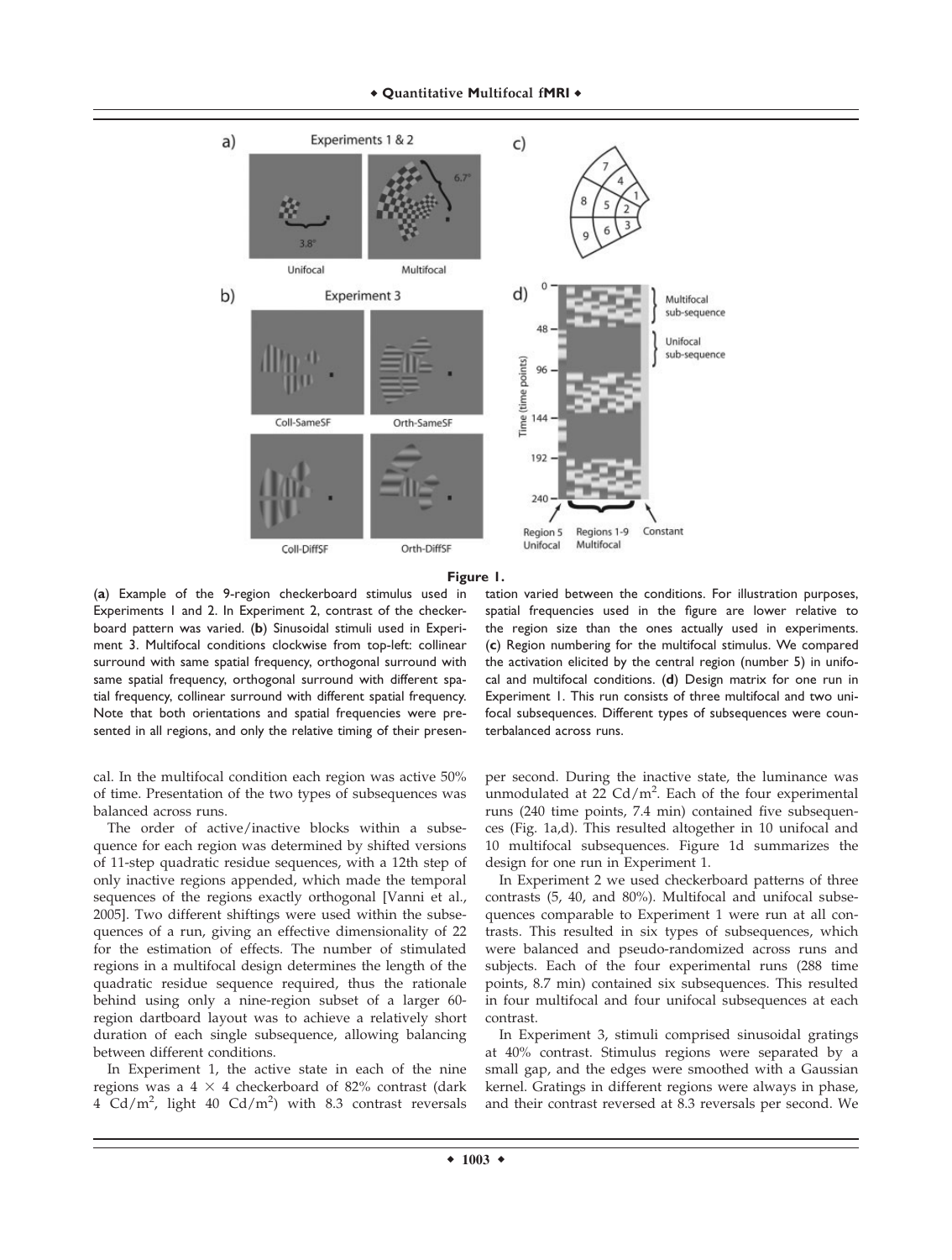**Figure 1.**

(**a**) Example of the 9-region checkerboard stimulus used in Experiments 1 and 2. In Experiment 2, contrast of the checkerboard pattern was varied. (**b**) Sinusoidal stimuli used in Experiment 3. Multifocal conditions clockwise from top-left: collinear surround with same spatial frequency, orthogonal surround with same spatial frequency, orthogonal surround with different spatial frequency, collinear surround with different spatial frequency. Note that both orientations and spatial frequencies were presented in all regions, and only the relative timing of their presentation varied between the conditions. For illustration purposes, spatial frequencies used in the figure are lower relative to the region size than the ones actually used in experiments. (**c**) Region numbering for the multifocal stimulus. We compared the activation elicited by the central region (number 5) in unifocal and multifocal conditions. (**d**) Design matrix for one run in Experiment 1. This run consists of three multifocal and two unifocal subsequences. Different types of subsequences were counterbalanced across runs.

cal. In the multifocal condition each region was active 50% of time. Presentation of the two types of subsequences was balanced across runs.

The order of active/inactive blocks within a subsequence for each region was determined by shifted versions of 11-step quadratic residue sequences, with a 12th step of only inactive regions appended, which made the temporal sequences of the regions exactly orthogonal [Vanni et al., 2005]. Two different shiftings were used within the subsequences of a run, giving an effective dimensionality of 22 for the estimation of effects. The number of stimulated regions in a multifocal design determines the length of the quadratic residue sequence required, thus the rationale behind using only a nine-region subset of a larger 60-region dartboard layout was to achieve a relatively short duration of each single subsequence, allowing balancing between different conditions.

In Experiment 1, the active state in each of the nine regions was a $4 \times 4$ checkerboard of 82% contrast (dark 4 $Cd/m^2$, light 40 $Cd/m^2$) with 8.3 contrast reversals per second. During the inactive state, the luminance was unmodulated at 22 $Cd/m^2$. Each of the four experimental runs (240 time points, 7.4 min) contained five subsequences (Fig. 1a,d). This resulted altogether in 10 unifocal and 10 multifocal subsequences. Figure 1d summarizes the design for one run in Experiment 1.

In Experiment 2 we used checkerboard patterns of three contrasts (5, 40, and 80%). Multifocal and unifocal subsequences comparable to Experiment 1 were run at all contrasts. This resulted in six types of subsequences, which were balanced and pseudo-randomized across runs and subjects. Each of the four experimental runs (288 time points, 8.7 min) contained six subsequences. This resulted in four multifocal and four unifocal subsequences at each contrast.

In Experiment 3, stimuli comprised sinusoidal gratings at 40% contrast. Stimulus regions were separated by a small gap, and the edges were smoothed with a Gaussian kernel. Gratings in different regions were always in phase, and their contrast reversed at 8.3 reversals per second. We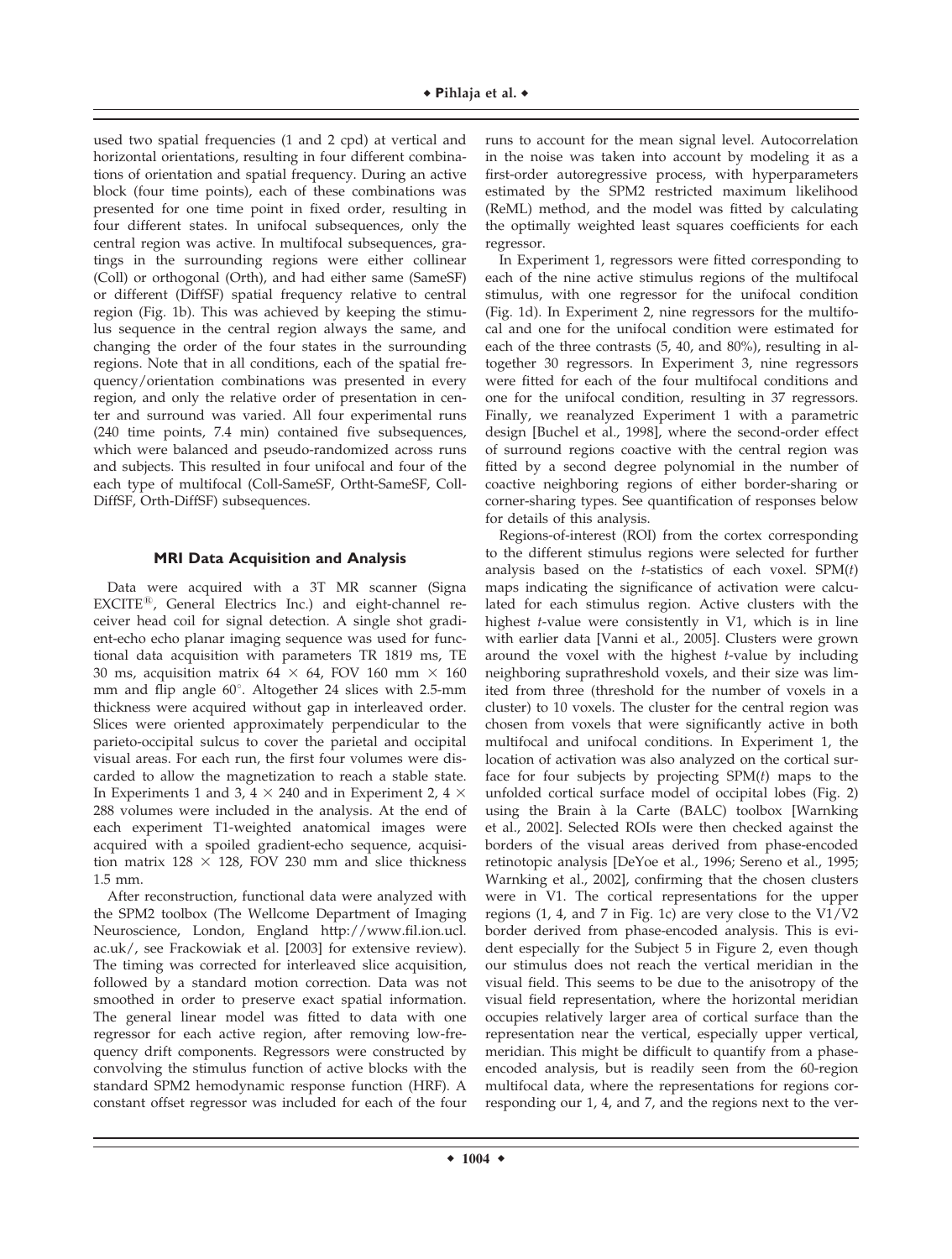used two spatial frequencies (1 and 2 cpd) at vertical and horizontal orientations, resulting in four different combinations of orientation and spatial frequency. During an active block (four time points), each of these combinations was presented for one time point in fixed order, resulting in four different states. In unifocal subsequences, only the central region was active. In multifocal subsequences, gratings in the surrounding regions were either collinear (Coll) or orthogonal (Orth), and had either same (SameSF) or different (DiffSF) spatial frequency relative to central region (Fig. 1b). This was achieved by keeping the stimulus sequence in the central region always the same, and changing the order of the four states in the surrounding regions. Note that in all conditions, each of the spatial frequency/orientation combinations was presented in every region, and only the relative order of presentation in center and surround was varied. All four experimental runs (240 time points, 7.4 min) contained five subsequences, which were balanced and pseudo-randomized across runs and subjects. This resulted in four unifocal and four of the each type of multifocal (Coll-SameSF, Ortht-SameSF, Coll-DiffSF, Orth-DiffSF) subsequences.

## MRI Data Acquisition and Analysis

Data were acquired with a 3T MR scanner (Signa EXCITE®, General Electrics Inc.) and eight-channel receiver head coil for signal detection. A single shot gradient-echo echo planar imaging sequence was used for functional data acquisition with parameters TR 1819 ms, TE 30 ms, acquisition matrix $64 \times 64$, FOV 160 mm $\times$ 160 mm and flip angle 60°. Altogether 24 slices with 2.5-mm thickness were acquired without gap in interleaved order. Slices were oriented approximately perpendicular to the parieto-occipital sulcus to cover the parietal and occipital visual areas. For each run, the first four volumes were discarded to allow the magnetization to reach a stable state. In Experiments 1 and 3, $4 \times 240$ and in Experiment 2, $4 \times 288$ volumes were included in the analysis. At the end of each experiment T1-weighted anatomical images were acquired with a spoiled gradient-echo sequence, acquisition matrix $128 \times 128$, FOV 230 mm and slice thickness 1.5 mm.

After reconstruction, functional data were analyzed with the SPM2 toolbox (The Wellcome Department of Imaging Neuroscience, London, England http://www.fil.ion.ucl.ac.uk/, see Frackowiak et al. [2003] for extensive review). The timing was corrected for interleaved slice acquisition, followed by a standard motion correction. Data was not smoothed in order to preserve exact spatial information. The general linear model was fitted to data with one regressor for each active region, after removing low-frequency drift components. Regressors were constructed by convolving the stimulus function of active blocks with the standard SPM2 hemodynamic response function (HRF). A constant offset regressor was included for each of the four runs to account for the mean signal level. Autocorrelation in the noise was taken into account by modeling it as a first-order autoregressive process, with hyperparameters estimated by the SPM2 restricted maximum likelihood (ReML) method, and the model was fitted by calculating the optimally weighted least squares coefficients for each regressor.

In Experiment 1, regressors were fitted corresponding to each of the nine active stimulus regions of the multifocal stimulus, with one regressor for the unifocal condition (Fig. 1d). In Experiment 2, nine regressors for the multifocal and one for the unifocal condition were estimated for each of the three contrasts (5, 40, and 80%), resulting in altogether 30 regressors. In Experiment 3, nine regressors were fitted for each of the four multifocal conditions and one for the unifocal condition, resulting in 37 regressors. Finally, we reanalyzed Experiment 1 with a parametric design [Buchel et al., 1998], where the second-order effect of surround regions coactive with the central region was fitted by a second degree polynomial in the number of coactive neighboring regions of either border-sharing or corner-sharing types. See quantification of responses below for details of this analysis.

Regions-of-interest (ROI) from the cortex corresponding to the different stimulus regions were selected for further analysis based on the *t*-statistics of each voxel. SPM(*t*) maps indicating the significance of activation were calculated for each stimulus region. Active clusters with the highest *t*-value were consistently in V1, which is in line with earlier data [Vanni et al., 2005]. Clusters were grown around the voxel with the highest *t*-value by including neighboring suprathreshold voxels, and their size was limited from three (threshold for the number of voxels in a cluster) to 10 voxels. The cluster for the central region was chosen from voxels that were significantly active in both multifocal and unifocal conditions. In Experiment 1, the location of activation was also analyzed on the cortical surface for four subjects by projecting SPM(*t*) maps to the unfolded cortical surface model of occipital lobes (Fig. 2) using the Brain à la Carte (BALC) toolbox [Warnking et al., 2002]. Selected ROIs were then checked against the borders of the visual areas derived from phase-encoded retinotopic analysis [DeYoe et al., 1996; Sereno et al., 1995; Warnking et al., 2002], confirming that the chosen clusters were in V1. The cortical representations for the upper regions (1, 4, and 7 in Fig. 1c) are very close to the V1/V2 border derived from phase-encoded analysis. This is evident especially for the Subject 5 in Figure 2, even though our stimulus does not reach the vertical meridian in the visual field. This seems to be due to the anisotropy of the visual field representation, where the horizontal meridian occupies relatively larger area of cortical surface than the representation near the vertical, especially upper vertical, meridian. This might be difficult to quantify from a phase-encoded analysis, but is readily seen from the 60-region multifocal data, where the representations for regions corresponding our 1, 4, and 7, and the regions next to the ver-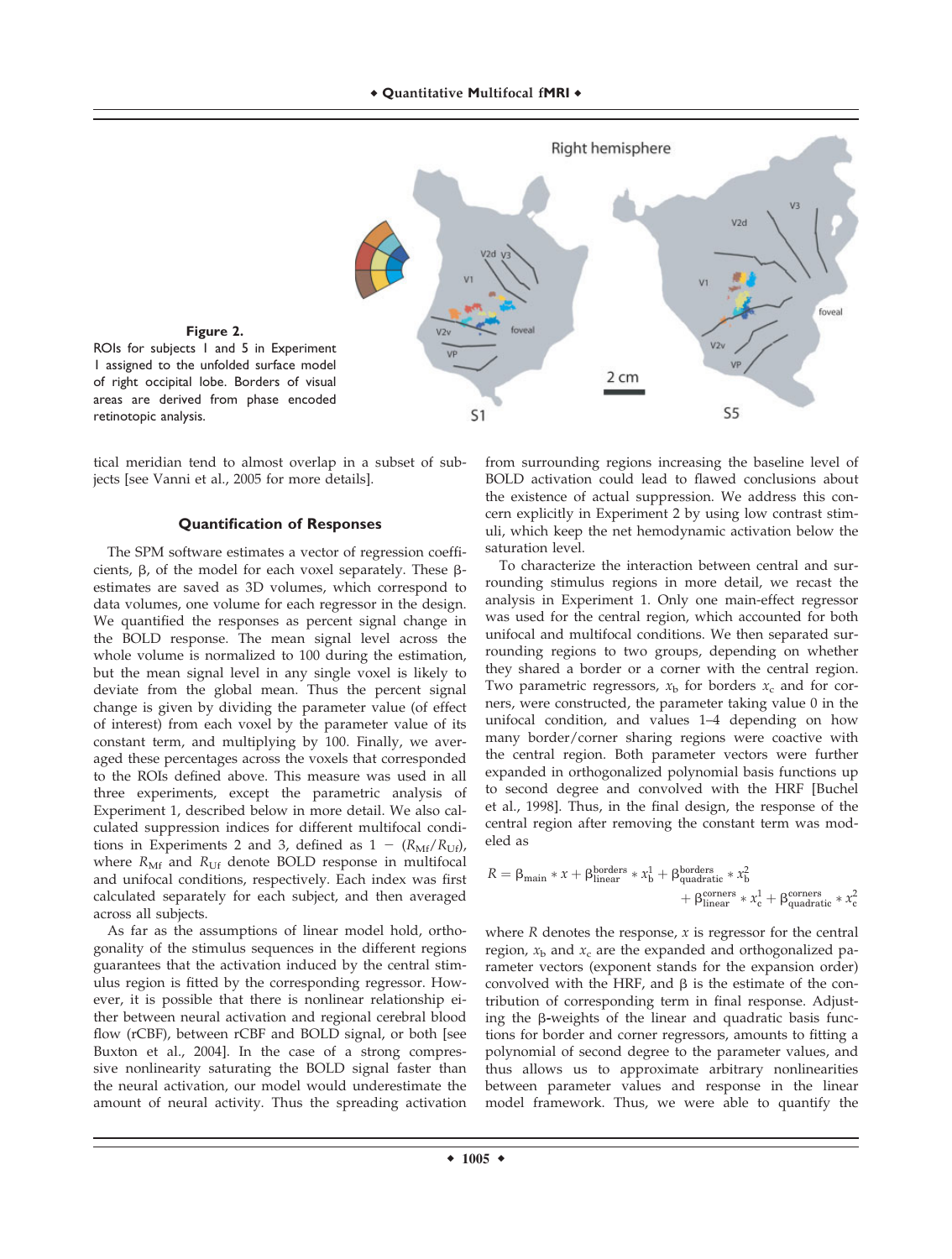**Figure 2.**
ROIs for subjects 1 and 5 in Experiment 1 assigned to the unfolded surface model of right occipital lobe. Borders of visual areas are derived from phase encoded retinotopic analysis.

tical meridian tend to almost overlap in a subset of subjects [see Vanni et al., 2005 for more details].

## Quantification of Responses

The SPM software estimates a vector of regression coefficients, β, of the model for each voxel separately. These β-estimates are saved as 3D volumes, which correspond to data volumes, one volume for each regressor in the design. We quantified the responses as percent signal change in the BOLD response. The mean signal level across the whole volume is normalized to 100 during the estimation, but the mean signal level in any single voxel is likely to deviate from the global mean. Thus the percent signal change is given by dividing the parameter value (of effect of interest) from each voxel by the parameter value of its constant term, and multiplying by 100. Finally, we averaged these percentages across the voxels that corresponded to the ROIs defined above. This measure was used in all three experiments, except the parametric analysis of Experiment 1, described below in more detail. We also calculated suppression indices for different multifocal conditions in Experiments 2 and 3, defined as $1 - (R_{Mf}/R_{Uf})$, where $R_{Mf}$ and $R_{Uf}$ denote BOLD response in multifocal and unifocal conditions, respectively. Each index was first calculated separately for each subject, and then averaged across all subjects.

As far as the assumptions of linear model hold, orthogonality of the stimulus sequences in the different regions guarantees that the activation induced by the central stimulus region is fitted by the corresponding regressor. However, it is possible that there is nonlinear relationship either between neural activation and regional cerebral blood flow (rCBF), between rCBF and BOLD signal, or both [see Buxton et al., 2004]. In the case of a strong compressive nonlinearity saturating the BOLD signal faster than the neural activation, our model would underestimate the amount of neural activity. Thus the spreading activation from surrounding regions increasing the baseline level of BOLD activation could lead to flawed conclusions about the existence of actual suppression. We address this concern explicitly in Experiment 2 by using low contrast stimuli, which keep the net hemodynamic activation below the saturation level.

To characterize the interaction between central and surrounding stimulus regions in more detail, we recast the analysis in Experiment 1. Only one main-effect regressor was used for the central region, which accounted for both unifocal and multifocal conditions. We then separated surrounding regions to two groups, depending on whether they shared a border or a corner with the central region. Two parametric regressors, $x_b$ for borders $x_c$ and for corners, were constructed, the parameter taking value 0 in the unifocal condition, and values 1–4 depending on how many border/corner sharing regions were coactive with the central region. Both parameter vectors were further expanded in orthogonalized polynomial basis functions up to second degree and convolved with the HRF [Buchel et al., 1998]. Thus, in the final design, the response of the central region after removing the constant term was modeled as

$$R = \beta_{\text{main}} * x + \beta_{\text{linear}}^{\text{borders}} * x_b^1 + \beta_{\text{quadratic}}^{\text{borders}} * x_b^2 + \beta_{\text{linear}}^{\text{corners}} * x_c^1 + \beta_{\text{quadratic}}^{\text{corners}} * x_c^2$$

where $R$ denotes the response, $x$ is regressor for the central region, $x_b$ and $x_c$ are the expanded and orthogonalized parameter vectors (exponent stands for the expansion order) convolved with the HRF, and β is the estimate of the contribution of corresponding term in final response. Adjusting the β-weights of the linear and quadratic basis functions for border and corner regressors, amounts to fitting a polynomial of second degree to the parameter values, and thus allows us to approximate arbitrary nonlinearities between parameter values and response in the linear model framework. Thus, we were able to quantify the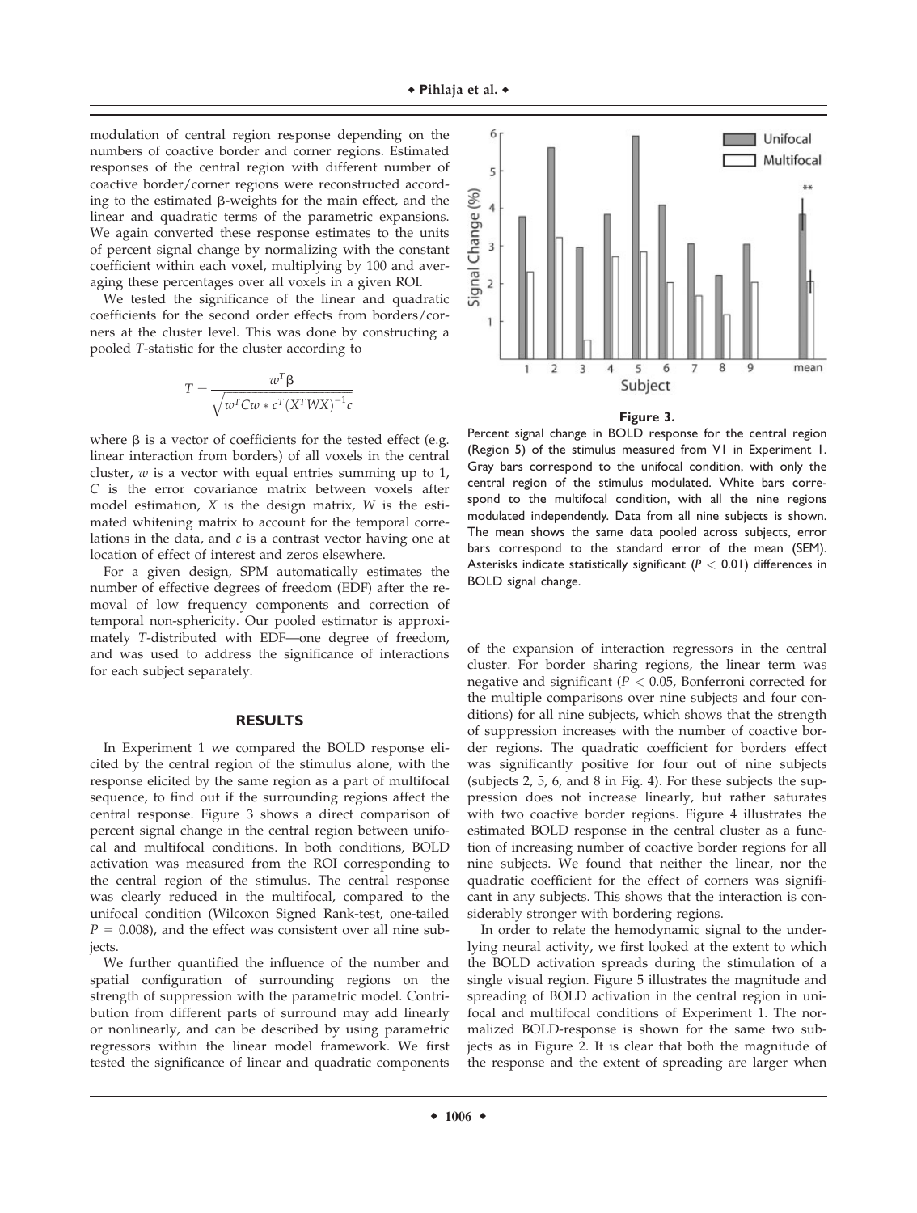modulation of central region response depending on the numbers of coactive border and corner regions. Estimated responses of the central region with different number of coactive border/corner regions were reconstructed according to the estimated β-weights for the main effect, and the linear and quadratic terms of the parametric expansions. We again converted these response estimates to the units of percent signal change by normalizing with the constant coefficient within each voxel, multiplying by 100 and averaging these percentages over all voxels in a given ROI.

We tested the significance of the linear and quadratic coefficients for the second order effects from borders/corners at the cluster level. This was done by constructing a pooled *T*-statistic for the cluster according to

$$T = \frac{w^T \beta}{\sqrt{w^T C w * c^T (X^T W X)^{-1} c}}$$

where β is a vector of coefficients for the tested effect (e.g. linear interaction from borders) of all voxels in the central cluster, $w$ is a vector with equal entries summing up to 1, $C$ is the error covariance matrix between voxels after model estimation, $X$ is the design matrix, $W$ is the estimated whitening matrix to account for the temporal correlations in the data, and $c$ is a contrast vector having one at location of effect of interest and zeros elsewhere.

For a given design, SPM automatically estimates the number of effective degrees of freedom (EDF) after the removal of low frequency components and correction of temporal non-sphericity. Our pooled estimator is approximately *T*-distributed with EDF—one degree of freedom, and was used to address the significance of interactions for each subject separately.

## RESULTS

In Experiment 1 we compared the BOLD response elicited by the central region of the stimulus alone, with the response elicited by the same region as a part of multifocal sequence, to find out if the surrounding regions affect the central response. Figure 3 shows a direct comparison of percent signal change in the central region between unifocal and multifocal conditions. In both conditions, BOLD activation was measured from the ROI corresponding to the central region of the stimulus. The central response was clearly reduced in the multifocal, compared to the unifocal condition (Wilcoxon Signed Rank-test, one-tailed $P = 0.008$), and the effect was consistent over all nine subjects.

We further quantified the influence of the number and spatial configuration of surrounding regions on the strength of suppression with the parametric model. Contribution from different parts of surround may add linearly or nonlinearly, and can be described by using parametric regressors within the linear model framework. We first tested the significance of linear and quadratic components

**Figure 3.**

Percent signal change in BOLD response for the central region (Region 5) of the stimulus measured from V1 in Experiment 1. Gray bars correspond to the unifocal condition, with only the central region of the stimulus modulated. White bars correspond to the multifocal condition, with all the nine regions modulated independently. Data from all nine subjects is shown. The mean shows the same data pooled across subjects, error bars correspond to the standard error of the mean (SEM). Asterisks indicate statistically significant ($P < 0.01$) differences in BOLD signal change.

of the expansion of interaction regressors in the central cluster. For border sharing regions, the linear term was negative and significant ($P < 0.05$, Bonferroni corrected for the multiple comparisons over nine subjects and four conditions) for all nine subjects, which shows that the strength of suppression increases with the number of coactive border regions. The quadratic coefficient for borders effect was significantly positive for four out of nine subjects (subjects 2, 5, 6, and 8 in Fig. 4). For these subjects the suppression does not increase linearly, but rather saturates with two coactive border regions. Figure 4 illustrates the estimated BOLD response in the central cluster as a function of increasing number of coactive border regions for all nine subjects. We found that neither the linear, nor the quadratic coefficient for the effect of corners was significant in any subjects. This shows that the interaction is considerably stronger with bordering regions.

In order to relate the hemodynamic signal to the underlying neural activity, we first looked at the extent to which the BOLD activation spreads during the stimulation of a single visual region. Figure 5 illustrates the magnitude and spreading of BOLD activation in the central region in unifocal and multifocal conditions of Experiment 1. The normalized BOLD-response is shown for the same two subjects as in Figure 2. It is clear that both the magnitude of the response and the extent of spreading are larger when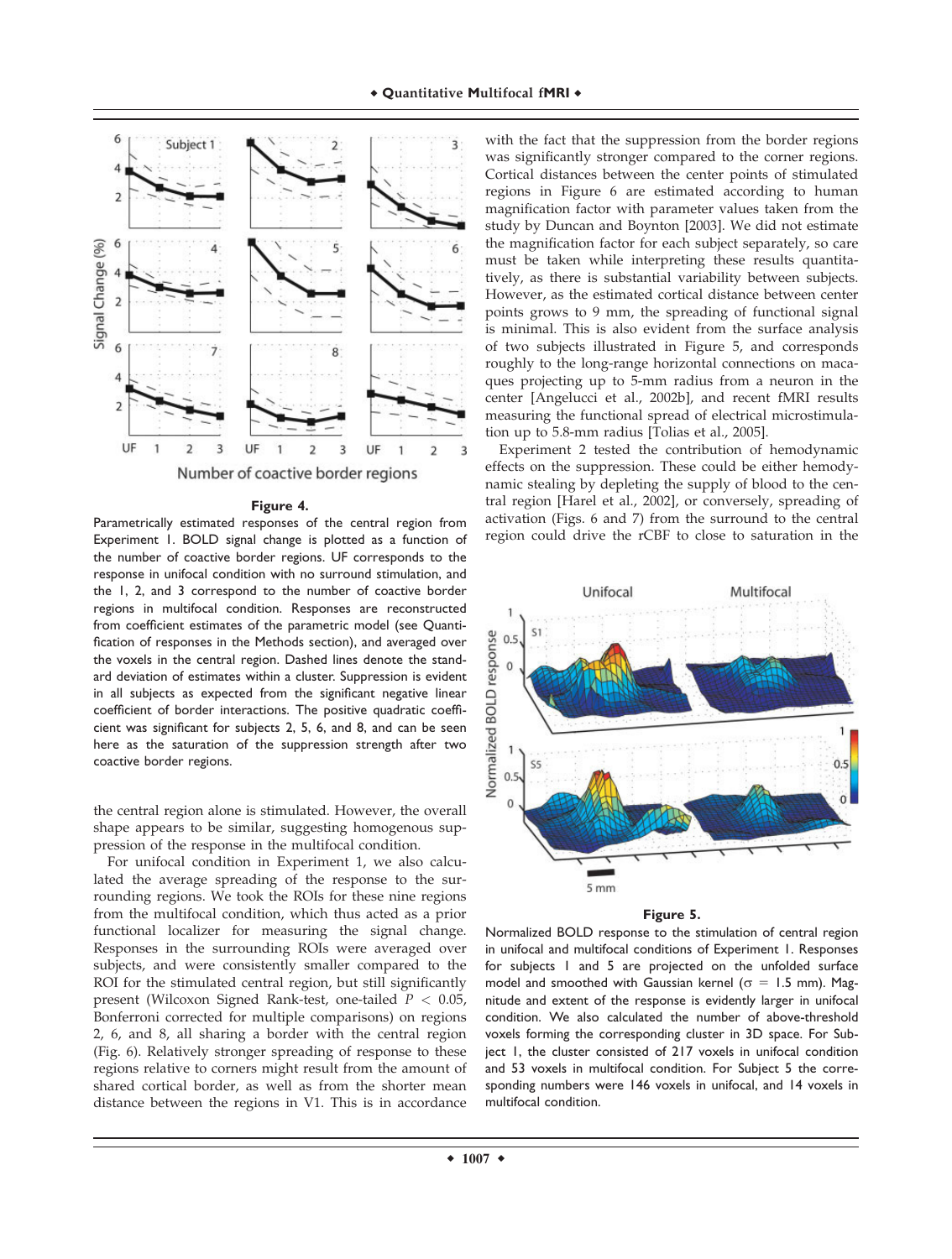**Figure 4.**

Parametrically estimated responses of the central region from Experiment 1. BOLD signal change is plotted as a function of the number of coactive border regions. UF corresponds to the response in unifocal condition with no surround stimulation, and the 1, 2, and 3 correspond to the number of coactive border regions in multifocal condition. Responses are reconstructed from coefficient estimates of the parametric model (see Quantification of responses in the Methods section), and averaged over the voxels in the central region. Dashed lines denote the standard deviation of estimates within a cluster. Suppression is evident in all subjects as expected from the significant negative linear coefficient of border interactions. The positive quadratic coefficient was significant for subjects 2, 5, 6, and 8, and can be seen here as the saturation of the suppression strength after two coactive border regions.

the central region alone is stimulated. However, the overall shape appears to be similar, suggesting homogenous suppression of the response in the multifocal condition.

For unifocal condition in Experiment 1, we also calculated the average spreading of the response to the surrounding regions. We took the ROIs for these nine regions from the multifocal condition, which thus acted as a prior functional localizer for measuring the signal change. Responses in the surrounding ROIs were averaged over subjects, and were consistently smaller compared to the ROI for the stimulated central region, but still significantly present (Wilcoxon Signed Rank-test, one-tailed $P < 0.05$, Bonferroni corrected for multiple comparisons) on regions 2, 6, and 8, all sharing a border with the central region (Fig. 6). Relatively stronger spreading of response to these regions relative to corners might result from the amount of shared cortical border, as well as from the shorter mean distance between the regions in V1. This is in accordance with the fact that the suppression from the border regions was significantly stronger compared to the corner regions. Cortical distances between the center points of stimulated regions in Figure 6 are estimated according to human magnification factor with parameter values taken from the study by Duncan and Boynton [2003]. We did not estimate the magnification factor for each subject separately, so care must be taken while interpreting these results quantitatively, as there is substantial variability between subjects. However, as the estimated cortical distance between center points grows to 9 mm, the spreading of functional signal is minimal. This is also evident from the surface analysis of two subjects illustrated in Figure 5, and corresponds roughly to the long-range horizontal connections on macaques projecting up to 5-mm radius from a neuron in the center [Angelucci et al., 2002b], and recent fMRI results measuring the functional spread of electrical microstimulation up to 5.8-mm radius [Tolias et al., 2005].

Experiment 2 tested the contribution of hemodynamic effects on the suppression. These could be either hemodynamic stealing by depleting the supply of blood to the central region [Harel et al., 2002], or conversely, spreading of activation (Figs. 6 and 7) from the surround to the central region could drive the rCBF to close to saturation in the

**Figure 5.**

Normalized BOLD response to the stimulation of central region in unifocal and multifocal conditions of Experiment 1. Responses for subjects 1 and 5 are projected on the unfolded surface model and smoothed with Gaussian kernel ($\sigma$ = 1.5 mm). Magnitude and extent of the response is evidently larger in unifocal condition. We also calculated the number of above-threshold voxels forming the corresponding cluster in 3D space. For Subject 1, the cluster consisted of 217 voxels in unifocal condition and 53 voxels in multifocal condition. For Subject 5 the corresponding numbers were 146 voxels in unifocal, and 14 voxels in multifocal condition.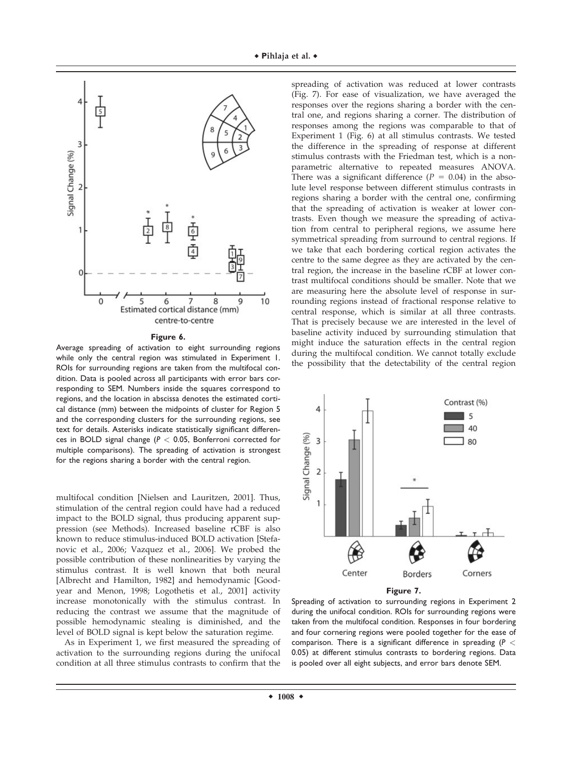**Figure 6.**

Average spreading of activation to eight surrounding regions while only the central region was stimulated in Experiment 1. ROIs for surrounding regions are taken from the multifocal condition. Data is pooled across all participants with error bars corresponding to SEM. Numbers inside the squares correspond to regions, and the location in abscissa denotes the estimated cortical distance (mm) between the midpoints of cluster for Region 5 and the corresponding clusters for the surrounding regions, see text for details. Asterisks indicate statistically significant differences in BOLD signal change ($P < 0.05$, Bonferroni corrected for multiple comparisons). The spreading of activation is strongest for the regions sharing a border with the central region.

multifocal condition [Nielsen and Lauritzen, 2001]. Thus, stimulation of the central region could have had a reduced impact to the BOLD signal, thus producing apparent suppression (see Methods). Increased baseline rCBF is also known to reduce stimulus-induced BOLD activation [Stefanovic et al., 2006; Vazquez et al., 2006]. We probed the possible contribution of these nonlinearities by varying the stimulus contrast. It is well known that both neural [Albrecht and Hamilton, 1982] and hemodynamic [Goodyear and Menon, 1998; Logothetis et al., 2001] activity increase monotonically with the stimulus contrast. In reducing the contrast we assume that the magnitude of possible hemodynamic stealing is diminished, and the level of BOLD signal is kept below the saturation regime.

As in Experiment 1, we first measured the spreading of activation to the surrounding regions during the unifocal condition at all three stimulus contrasts to confirm that the spreading of activation was reduced at lower contrasts (Fig. 7). For ease of visualization, we have averaged the responses over the regions sharing a border with the central one, and regions sharing a corner. The distribution of responses among the regions was comparable to that of Experiment 1 (Fig. 6) at all stimulus contrasts. We tested the difference in the spreading of response at different stimulus contrasts with the Friedman test, which is a nonparametric alternative to repeated measures ANOVA. There was a significant difference ($P = 0.04$) in the absolute level response between different stimulus contrasts in regions sharing a border with the central one, confirming that the spreading of activation is weaker at lower contrasts. Even though we measure the spreading of activation from central to peripheral regions, we assume here symmetrical spreading from surround to central regions. If we take that each bordering cortical region activates the centre to the same degree as they are activated by the central region, the increase in the baseline rCBF at lower contrast multifocal conditions should be smaller. Note that we are measuring here the absolute level of response in surrounding regions instead of fractional response relative to central response, which is similar at all three contrasts. That is precisely because we are interested in the level of baseline activity induced by surrounding stimulation that might induce the saturation effects in the central region during the multifocal condition. We cannot totally exclude the possibility that the detectability of the central region

**Figure 7.**

Spreading of activation to surrounding regions in Experiment 2 during the unifocal condition. ROIs for surrounding regions were taken from the multifocal condition. Responses in four bordering and four cornering regions were pooled together for the ease of comparison. There is a significant difference in spreading ($P < 0.05$) at different stimulus contrasts to bordering regions. Data is pooled over all eight subjects, and error bars denote SEM.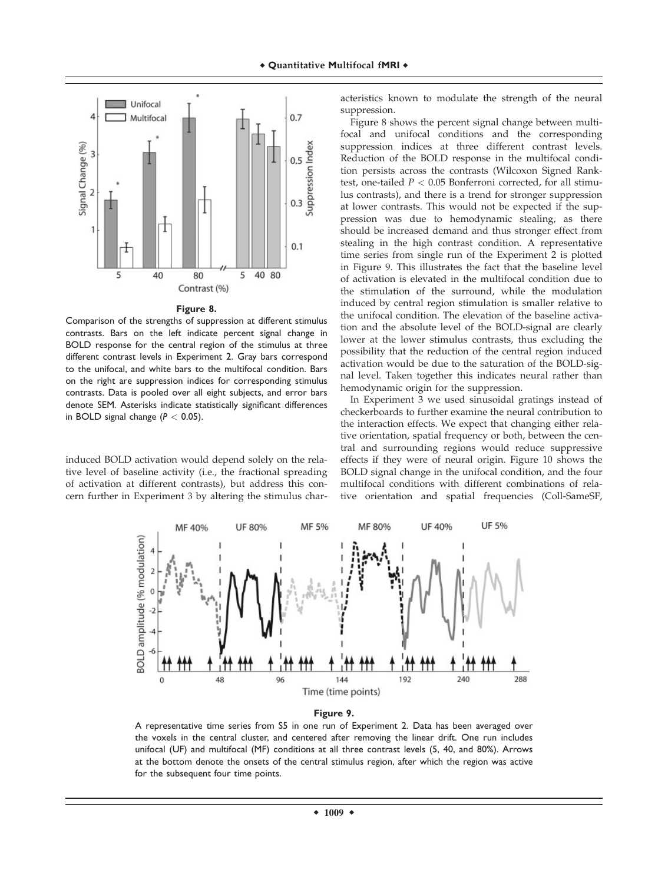**Figure 8.**

Comparison of the strengths of suppression at different stimulus contrasts. Bars on the left indicate percent signal change in BOLD response for the central region of the stimulus at three different contrast levels in Experiment 2. Gray bars correspond to the unifocal, and white bars to the multifocal condition. Bars on the right are suppression indices for corresponding stimulus contrasts. Data is pooled over all eight subjects, and error bars denote SEM. Asterisks indicate statistically significant differences in BOLD signal change ($P < 0.05$).

induced BOLD activation would depend solely on the relative level of baseline activity (i.e., the fractional spreading of activation at different contrasts), but address this concern further in Experiment 3 by altering the stimulus characteristics known to modulate the strength of the neural suppression.

Figure 8 shows the percent signal change between multifocal and unifocal conditions and the corresponding suppression indices at three different contrast levels. Reduction of the BOLD response in the multifocal condition persists across the contrasts (Wilcoxon Signed Rank-test, one-tailed $P < 0.05$ Bonferroni corrected, for all stimulus contrasts), and there is a trend for stronger suppression at lower contrasts. This would not be expected if the suppression was due to hemodynamic stealing, as there should be increased demand and thus stronger effect from stealing in the high contrast condition. A representative time series from single run of the Experiment 2 is plotted in Figure 9. This illustrates the fact that the baseline level of activation is elevated in the multifocal condition due to the stimulation of the surround, while the modulation induced by central region stimulation is smaller relative to the unifocal condition. The elevation of the baseline activation and the absolute level of the BOLD-signal are clearly lower at the lower stimulus contrasts, thus excluding the possibility that the reduction of the central region induced activation would be due to the saturation of the BOLD-signal level. Taken together this indicates neural rather than hemodynamic origin for the suppression.

In Experiment 3 we used sinusoidal gratings instead of checkerboards to further examine the neural contribution to the interaction effects. We expect that changing either relative orientation, spatial frequency or both, between the central and surrounding regions would reduce suppressive effects if they were of neural origin. Figure 10 shows the BOLD signal change in the unifocal condition, and the four multifocal conditions with different combinations of relative orientation and spatial frequencies (Coll-SameSF,

**Figure 9.**

A representative time series from S5 in one run of Experiment 2. Data has been averaged over the voxels in the central cluster, and centered after removing the linear drift. One run includes unifocal (UF) and multifocal (MF) conditions at all three contrast levels (5, 40, and 80%). Arrows at the bottom denote the onsets of the central stimulus region, after which the region was active for the subsequent four time points.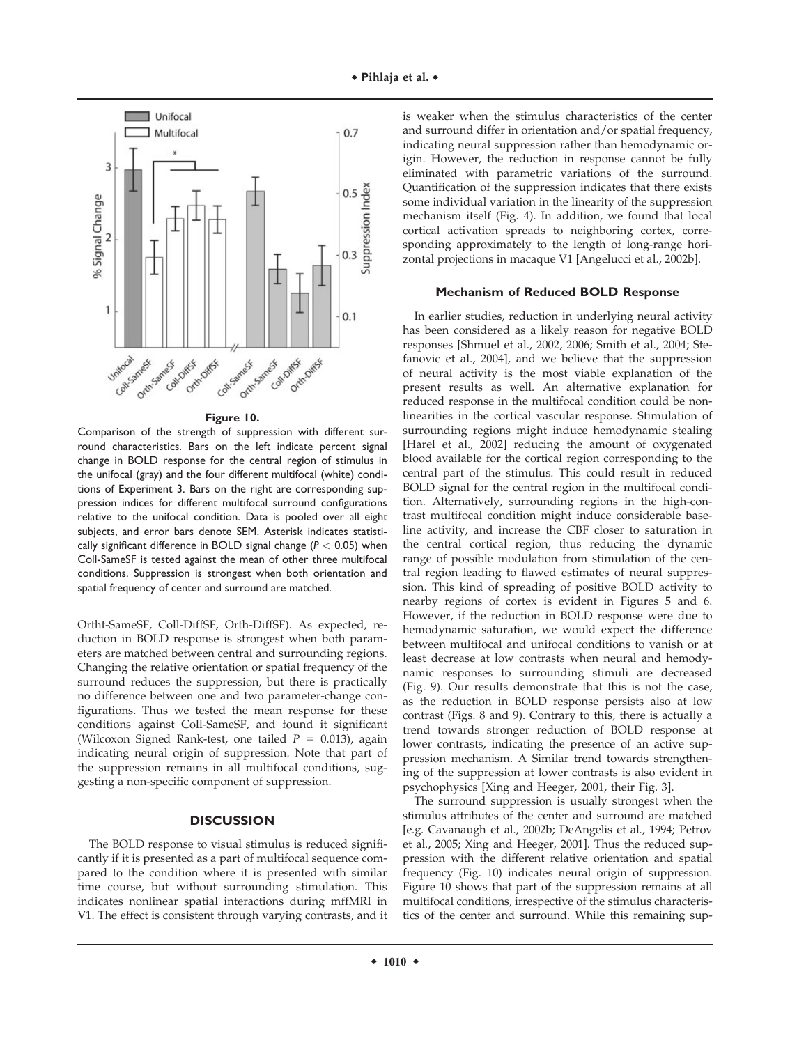**Figure 10.**

Comparison of the strength of suppression with different surround characteristics. Bars on the left indicate percent signal change in BOLD response for the central region of stimulus in the unifocal (gray) and the four different multifocal (white) conditions of Experiment 3. Bars on the right are corresponding suppression indices for different multifocal surround configurations relative to the unifocal condition. Data is pooled over all eight subjects, and error bars denote SEM. Asterisk indicates statistically significant difference in BOLD signal change ($P < 0.05$) when Coll-SameSF is tested against the mean of other three multifocal conditions. Suppression is strongest when both orientation and spatial frequency of center and surround are matched.

Ortht-SameSF, Coll-DiffSF, Orth-DiffSF). As expected, reduction in BOLD response is strongest when both parameters are matched between central and surrounding regions. Changing the relative orientation or spatial frequency of the surround reduces the suppression, but there is practically no difference between one and two parameter-change configurations. Thus we tested the mean response for these conditions against Coll-SameSF, and found it significant (Wilcoxon Signed Rank-test, one tailed $P = 0.013$), again indicating neural origin of suppression. Note that part of the suppression remains in all multifocal conditions, suggesting a non-specific component of suppression.

## DISCUSSION

The BOLD response to visual stimulus is reduced significantly if it is presented as a part of multifocal sequence compared to the condition where it is presented with similar time course, but without surrounding stimulation. This indicates nonlinear spatial interactions during mffMRI in V1. The effect is consistent through varying contrasts, and it is weaker when the stimulus characteristics of the center and surround differ in orientation and/or spatial frequency, indicating neural suppression rather than hemodynamic origin. However, the reduction in response cannot be fully eliminated with parametric variations of the surround. Quantification of the suppression indicates that there exists some individual variation in the linearity of the suppression mechanism itself (Fig. 4). In addition, we found that local cortical activation spreads to neighboring cortex, corresponding approximately to the length of long-range horizontal projections in macaque V1 [Angelucci et al., 2002b].

### Mechanism of Reduced BOLD Response

In earlier studies, reduction in underlying neural activity has been considered as a likely reason for negative BOLD responses [Shmuel et al., 2002, 2006; Smith et al., 2004; Stefanovic et al., 2004], and we believe that the suppression of neural activity is the most viable explanation of the present results as well. An alternative explanation for reduced response in the multifocal condition could be nonlinearities in the cortical vascular response. Stimulation of surrounding regions might induce hemodynamic stealing [Harel et al., 2002] reducing the amount of oxygenated blood available for the cortical region corresponding to the central part of the stimulus. This could result in reduced BOLD signal for the central region in the multifocal condition. Alternatively, surrounding regions in the high-contrast multifocal condition might induce considerable baseline activity, and increase the CBF closer to saturation in the central cortical region, thus reducing the dynamic range of possible modulation from stimulation of the central region leading to flawed estimates of neural suppression. This kind of spreading of positive BOLD activity to nearby regions of cortex is evident in Figures 5 and 6. However, if the reduction in BOLD response were due to hemodynamic saturation, we would expect the difference between multifocal and unifocal conditions to vanish or at least decrease at low contrasts when neural and hemodynamic responses to surrounding stimuli are decreased (Fig. 9). Our results demonstrate that this is not the case, as the reduction in BOLD response persists also at low contrast (Figs. 8 and 9). Contrary to this, there is actually a trend towards stronger reduction of BOLD response at lower contrasts, indicating the presence of an active suppression mechanism. A Similar trend towards strengthening of the suppression at lower contrasts is also evident in psychophysics [Xing and Heeger, 2001, their Fig. 3].

The surround suppression is usually strongest when the stimulus attributes of the center and surround are matched [e.g. Cavanaugh et al., 2002b; DeAngelis et al., 1994; Petrov et al., 2005; Xing and Heeger, 2001]. Thus the reduced suppression with the different relative orientation and spatial frequency (Fig. 10) indicates neural origin of suppression. Figure 10 shows that part of the suppression remains at all multifocal conditions, irrespective of the stimulus characteristics of the center and surround. While this remaining sup-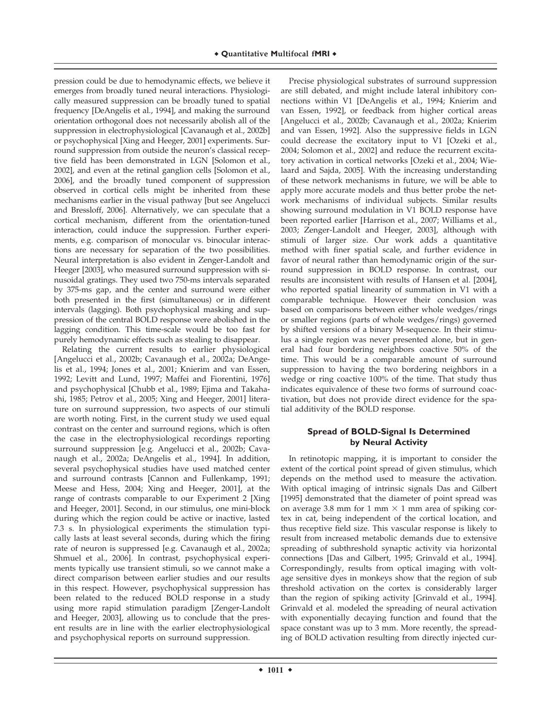pression could be due to hemodynamic effects, we believe it emerges from broadly tuned neural interactions. Physiologically measured suppression can be broadly tuned to spatial frequency [DeAngelis et al., 1994], and making the surround orientation orthogonal does not necessarily abolish all of the suppression in electrophysiological [Cavanaugh et al., 2002b] or psychophysical [Xing and Heeger, 2001] experiments. Surround suppression from outside the neuron's classical receptive field has been demonstrated in LGN [Solomon et al., 2002], and even at the retinal ganglion cells [Solomon et al., 2006], and the broadly tuned component of suppression observed in cortical cells might be inherited from these mechanisms earlier in the visual pathway [but see Angelucci and Bressloff, 2006]. Alternatively, we can speculate that a cortical mechanism, different from the orientation-tuned interaction, could induce the suppression. Further experiments, e.g. comparison of monocular vs. binocular interactions are necessary for separation of the two possibilities. Neural interpretation is also evident in Zenger-Landolt and Heeger [2003], who measured surround suppression with sinusoidal gratings. They used two 750-ms intervals separated by 375-ms gap, and the center and surround were either both presented in the first (simultaneous) or in different intervals (lagging). Both psychophysical masking and suppression of the central BOLD response were abolished in the lagging condition. This time-scale would be too fast for purely hemodynamic effects such as stealing to disappear.

Relating the current results to earlier physiological [Angelucci et al., 2002b; Cavanaugh et al., 2002a; DeAngelis et al., 1994; Jones et al., 2001; Knierim and van Essen, 1992; Levitt and Lund, 1997; Maffei and Fiorentini, 1976] and psychophysical [Chubb et al., 1989; Ejima and Takahashi, 1985; Petrov et al., 2005; Xing and Heeger, 2001] literature on surround suppression, two aspects of our stimuli are worth noting. First, in the current study we used equal contrast on the center and surround regions, which is often the case in the electrophysiological recordings reporting surround suppression [e.g. Angelucci et al., 2002b; Cavanaugh et al., 2002a; DeAngelis et al., 1994]. In addition, several psychophysical studies have used matched center and surround contrasts [Cannon and Fullenkamp, 1991; Meese and Hess, 2004; Xing and Heeger, 2001], at the range of contrasts comparable to our Experiment 2 [Xing and Heeger, 2001]. Second, in our stimulus, one mini-block during which the region could be active or inactive, lasted 7.3 s. In physiological experiments the stimulation typically lasts at least several seconds, during which the firing rate of neuron is suppressed [e.g. Cavanaugh et al., 2002a; Shmuel et al., 2006]. In contrast, psychophysical experiments typically use transient stimuli, so we cannot make a direct comparison between earlier studies and our results in this respect. However, psychophysical suppression has been related to the reduced BOLD response in a study using more rapid stimulation paradigm [Zenger-Landolt and Heeger, 2003], allowing us to conclude that the present results are in line with the earlier electrophysiological and psychophysical reports on surround suppression.

Precise physiological substrates of surround suppression are still debated, and might include lateral inhibitory connections within V1 [DeAngelis et al., 1994; Knierim and van Essen, 1992], or feedback from higher cortical areas [Angelucci et al., 2002b; Cavanaugh et al., 2002a; Knierim and van Essen, 1992]. Also the suppressive fields in LGN could decrease the excitatory input to V1 [Ozeki et al., 2004; Solomon et al., 2002] and reduce the recurrent excitatory activation in cortical networks [Ozeki et al., 2004; Wielaard and Sajda, 2005]. With the increasing understanding of these network mechanisms in future, we will be able to apply more accurate models and thus better probe the network mechanisms of individual subjects. Similar results showing surround modulation in V1 BOLD response have been reported earlier [Harrison et al., 2007; Williams et al., 2003; Zenger-Landolt and Heeger, 2003], although with stimuli of larger size. Our work adds a quantitative method with finer spatial scale, and further evidence in favor of neural rather than hemodynamic origin of the surround suppression in BOLD response. In contrast, our results are inconsistent with results of Hansen et al. [2004], who reported spatial linearity of summation in V1 with a comparable technique. However their conclusion was based on comparisons between either whole wedges/rings or smaller regions (parts of whole wedges/rings) governed by shifted versions of a binary M-sequence. In their stimulus a single region was never presented alone, but in general had four bordering neighbors coactive 50% of the time. This would be a comparable amount of surround suppression to having the two bordering neighbors in a wedge or ring coactive 100% of the time. That study thus indicates equivalence of these two forms of surround coactivation, but does not provide direct evidence for the spatial additivity of the BOLD response.

## Spread of BOLD-Signal Is Determined by Neural Activity

In retinotopic mapping, it is important to consider the extent of the cortical point spread of given stimulus, which depends on the method used to measure the activation. With optical imaging of intrinsic signals Das and Gilbert [1995] demonstrated that the diameter of point spread was on average 3.8 mm for 1 mm $\times$ 1 mm area of spiking cortex in cat, being independent of the cortical location, and thus receptive field size. This vascular response is likely to result from increased metabolic demands due to extensive spreading of subthreshold synaptic activity via horizontal connections [Das and Gilbert, 1995; Grinvald et al., 1994]. Correspondingly, results from optical imaging with voltage sensitive dyes in monkeys show that the region of sub threshold activation on the cortex is considerably larger than the region of spiking activity [Grinvald et al., 1994]. Grinvald et al. modeled the spreading of neural activation with exponentially decaying function and found that the space constant was up to 3 mm. More recently, the spreading of BOLD activation resulting from directly injected cur-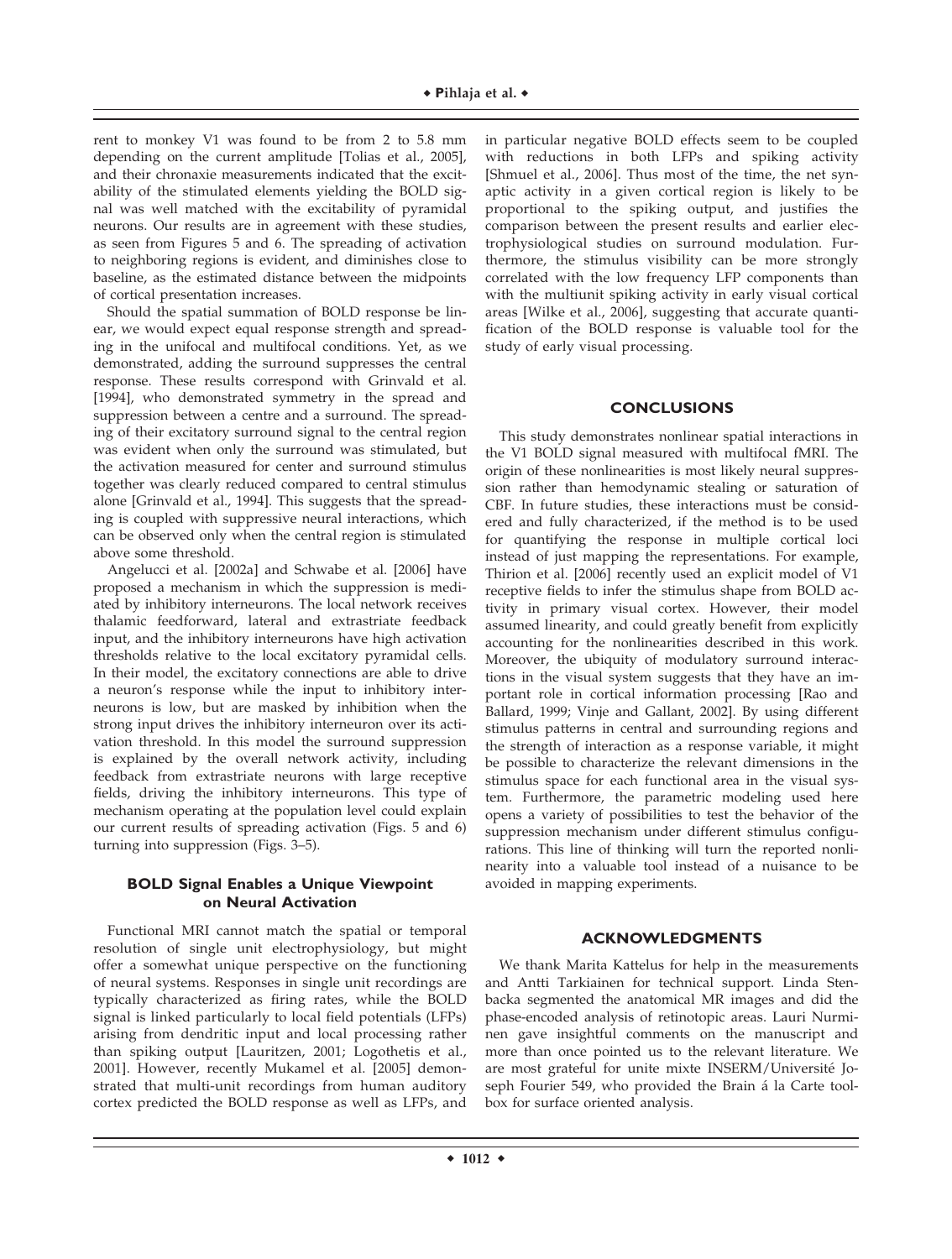rent to monkey V1 was found to be from 2 to 5.8 mm depending on the current amplitude [Tolias et al., 2005], and their chronaxie measurements indicated that the excitability of the stimulated elements yielding the BOLD signal was well matched with the excitability of pyramidal neurons. Our results are in agreement with these studies, as seen from Figures 5 and 6. The spreading of activation to neighboring regions is evident, and diminishes close to baseline, as the estimated distance between the midpoints of cortical presentation increases.

Should the spatial summation of BOLD response be linear, we would expect equal response strength and spreading in the unifocal and multifocal conditions. Yet, as we demonstrated, adding the surround suppresses the central response. These results correspond with Grinvald et al. [1994], who demonstrated symmetry in the spread and suppression between a centre and a surround. The spreading of their excitatory surround signal to the central region was evident when only the surround was stimulated, but the activation measured for center and surround stimulus together was clearly reduced compared to central stimulus alone [Grinvald et al., 1994]. This suggests that the spreading is coupled with suppressive neural interactions, which can be observed only when the central region is stimulated above some threshold.

Angelucci et al. [2002a] and Schwabe et al. [2006] have proposed a mechanism in which the suppression is mediated by inhibitory interneurons. The local network receives thalamic feedforward, lateral and extrastriate feedback input, and the inhibitory interneurons have high activation thresholds relative to the local excitatory pyramidal cells. In their model, the excitatory connections are able to drive a neuron's response while the input to inhibitory interneurons is low, but are masked by inhibition when the strong input drives the inhibitory interneuron over its activation threshold. In this model the surround suppression is explained by the overall network activity, including feedback from extrastriate neurons with large receptive fields, driving the inhibitory interneurons. This type of mechanism operating at the population level could explain our current results of spreading activation (Figs. 5 and 6) turning into suppression (Figs. 3–5).

### BOLD Signal Enables a Unique Viewpoint on Neural Activation

Functional MRI cannot match the spatial or temporal resolution of single unit electrophysiology, but might offer a somewhat unique perspective on the functioning of neural systems. Responses in single unit recordings are typically characterized as firing rates, while the BOLD signal is linked particularly to local field potentials (LFPs) arising from dendritic input and local processing rather than spiking output [Lauritzen, 2001; Logothetis et al., 2001]. However, recently Mukamel et al. [2005] demonstrated that multi-unit recordings from human auditory cortex predicted the BOLD response as well as LFPs, and in particular negative BOLD effects seem to be coupled with reductions in both LFPs and spiking activity [Shmuel et al., 2006]. Thus most of the time, the net synaptic activity in a given cortical region is likely to be proportional to the spiking output, and justifies the comparison between the present results and earlier electrophysiological studies on surround modulation. Furthermore, the stimulus visibility can be more strongly correlated with the low frequency LFP components than with the multiunit spiking activity in early visual cortical areas [Wilke et al., 2006], suggesting that accurate quantification of the BOLD response is valuable tool for the study of early visual processing.

## CONCLUSIONS

This study demonstrates nonlinear spatial interactions in the V1 BOLD signal measured with multifocal fMRI. The origin of these nonlinearities is most likely neural suppression rather than hemodynamic stealing or saturation of CBF. In future studies, these interactions must be considered and fully characterized, if the method is to be used for quantifying the response in multiple cortical loci instead of just mapping the representations. For example, Thirion et al. [2006] recently used an explicit model of V1 receptive fields to infer the stimulus shape from BOLD activity in primary visual cortex. However, their model assumed linearity, and could greatly benefit from explicitly accounting for the nonlinearities described in this work. Moreover, the ubiquity of modulatory surround interactions in the visual system suggests that they have an important role in cortical information processing [Rao and Ballard, 1999; Vinje and Gallant, 2002]. By using different stimulus patterns in central and surrounding regions and the strength of interaction as a response variable, it might be possible to characterize the relevant dimensions in the stimulus space for each functional area in the visual system. Furthermore, the parametric modeling used here opens a variety of possibilities to test the behavior of the suppression mechanism under different stimulus configurations. This line of thinking will turn the reported nonlinearity into a valuable tool instead of a nuisance to be avoided in mapping experiments.

## ACKNOWLEDGMENTS

We thank Marita Kattelus for help in the measurements and Antti Tarkiainen for technical support. Linda Stenbacka segmented the anatomical MR images and did the phase-encoded analysis of retinotopic areas. Lauri Nurminen gave insightful comments on the manuscript and more than once pointed us to the relevant literature. We are most grateful for unite mixte INSERM/Université Joseph Fourier 549, who provided the Brain á la Carte toolbox for surface oriented analysis.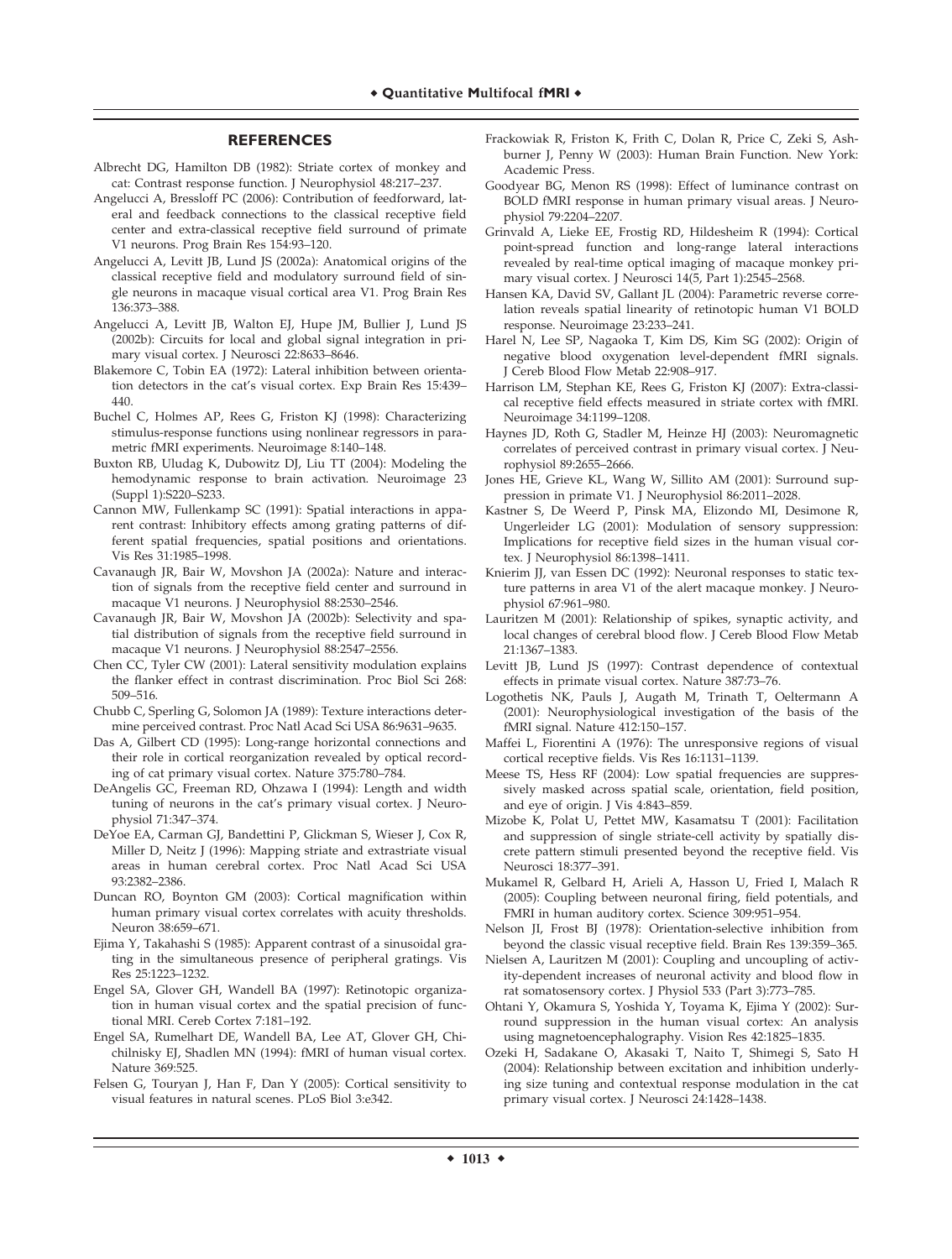## REFERENCES

Albrecht DG, Hamilton DB (1982): Striate cortex of monkey and cat: Contrast response function. J Neurophysiol 48:217–237.

Angelucci A, Bressloff PC (2006): Contribution of feedforward, lateral and feedback connections to the classical receptive field center and extra-classical receptive field surround of primate V1 neurons. Prog Brain Res 154:93–120.

Angelucci A, Levitt JB, Lund JS (2002a): Anatomical origins of the classical receptive field and modulatory surround field of single neurons in macaque visual cortical area V1. Prog Brain Res 136:373–388.

Angelucci A, Levitt JB, Walton EJ, Hupe JM, Bullier J, Lund JS (2002b): Circuits for local and global signal integration in primary visual cortex. J Neurosci 22:8633–8646.

Blakemore C, Tobin EA (1972): Lateral inhibition between orientation detectors in the cat's visual cortex. Exp Brain Res 15:439–440.

Buchel C, Holmes AP, Rees G, Friston KJ (1998): Characterizing stimulus-response functions using nonlinear regressors in parametric fMRI experiments. Neuroimage 8:140–148.

Buxton RB, Uludag K, Dubowitz DJ, Liu TT (2004): Modeling the hemodynamic response to brain activation. Neuroimage 23 (Suppl 1):S220–S233.

Cannon MW, Fullenkamp SC (1991): Spatial interactions in apparent contrast: Inhibitory effects among grating patterns of different spatial frequencies, spatial positions and orientations. Vis Res 31:1985–1998.

Cavanaugh JR, Bair W, Movshon JA (2002a): Nature and interaction of signals from the receptive field center and surround in macaque V1 neurons. J Neurophysiol 88:2530–2546.

Cavanaugh JR, Bair W, Movshon JA (2002b): Selectivity and spatial distribution of signals from the receptive field surround in macaque V1 neurons. J Neurophysiol 88:2547–2556.

Chen CC, Tyler CW (2001): Lateral sensitivity modulation explains the flanker effect in contrast discrimination. Proc Biol Sci 268: 509–516.

Chubb C, Sperling G, Solomon JA (1989): Texture interactions determine perceived contrast. Proc Natl Acad Sci USA 86:9631–9635.

Das A, Gilbert CD (1995): Long-range horizontal connections and their role in cortical reorganization revealed by optical recording of cat primary visual cortex. Nature 375:780–784.

DeAngelis GC, Freeman RD, Ohzawa I (1994): Length and width tuning of neurons in the cat's primary visual cortex. J Neurophysiol 71:347–374.

DeYoe EA, Carman GJ, Bandettini P, Glickman S, Wieser J, Cox R, Miller D, Neitz J (1996): Mapping striate and extrastriate visual areas in human cerebral cortex. Proc Natl Acad Sci USA 93:2382–2386.

Duncan RO, Boynton GM (2003): Cortical magnification within human primary visual cortex correlates with acuity thresholds. Neuron 38:659–671.

Ejima Y, Takahashi S (1985): Apparent contrast of a sinusoidal grating in the simultaneous presence of peripheral gratings. Vis Res 25:1223–1232.

Engel SA, Glover GH, Wandell BA (1997): Retinotopic organization in human visual cortex and the spatial precision of functional MRI. Cereb Cortex 7:181–192.

Engel SA, Rumelhart DE, Wandell BA, Lee AT, Glover GH, Chichilnisky EJ, Shadlen MN (1994): fMRI of human visual cortex. Nature 369:525.

Felsen G, Touryan J, Han F, Dan Y (2005): Cortical sensitivity to visual features in natural scenes. PLoS Biol 3:e342.

Frackowiak R, Friston K, Frith C, Dolan R, Price C, Zeki S, Ashburner J, Penny W (2003): Human Brain Function. New York: Academic Press.

Goodyear BG, Menon RS (1998): Effect of luminance contrast on BOLD fMRI response in human primary visual areas. J Neurophysiol 79:2204–2207.

Grinvald A, Lieke EE, Frostig RD, Hildesheim R (1994): Cortical point-spread function and long-range lateral interactions revealed by real-time optical imaging of macaque monkey primary visual cortex. J Neurosci 14(5, Part 1):2545–2568.

Hansen KA, David SV, Gallant JL (2004): Parametric reverse correlation reveals spatial linearity of retinotopic human V1 BOLD response. Neuroimage 23:233–241.

Harel N, Lee SP, Nagaoka T, Kim DS, Kim SG (2002): Origin of negative blood oxygenation level-dependent fMRI signals. J Cereb Blood Flow Metab 22:908–917.

Harrison LM, Stephan KE, Rees G, Friston KJ (2007): Extra-classical receptive field effects measured in striate cortex with fMRI. Neuroimage 34:1199–1208.

Haynes JD, Roth G, Stadler M, Heinze HJ (2003): Neuromagnetic correlates of perceived contrast in primary visual cortex. J Neurophysiol 89:2655–2666.

Jones HE, Grieve KL, Wang W, Sillito AM (2001): Surround suppression in primate V1. J Neurophysiol 86:2011–2028.

Kastner S, De Weerd P, Pinsk MA, Elizondo MI, Desimone R, Ungerleider LG (2001): Modulation of sensory suppression: Implications for receptive field sizes in the human visual cortex. J Neurophysiol 86:1398–1411.

Knierim JJ, van Essen DC (1992): Neuronal responses to static texture patterns in area V1 of the alert macaque monkey. J Neurophysiol 67:961–980.

Lauritzen M (2001): Relationship of spikes, synaptic activity, and local changes of cerebral blood flow. J Cereb Blood Flow Metab 21:1367–1383.

Levitt JB, Lund JS (1997): Contrast dependence of contextual effects in primate visual cortex. Nature 387:73–76.

Logothetis NK, Pauls J, Augath M, Trinath T, Oeltermann A (2001): Neurophysiological investigation of the basis of the fMRI signal. Nature 412:150–157.

Maffei L, Fiorentini A (1976): The unresponsive regions of visual cortical receptive fields. Vis Res 16:1131–1139.

Meese TS, Hess RF (2004): Low spatial frequencies are suppressively masked across spatial scale, orientation, field position, and eye of origin. J Vis 4:843–859.

Mizobe K, Polat U, Pettet MW, Kasamatsu T (2001): Facilitation and suppression of single striate-cell activity by spatially discrete pattern stimuli presented beyond the receptive field. Vis Neurosci 18:377–391.

Mukamel R, Gelbard H, Arieli A, Hasson U, Fried I, Malach R (2005): Coupling between neuronal firing, field potentials, and FMRI in human auditory cortex. Science 309:951–954.

Nelson JI, Frost BJ (1978): Orientation-selective inhibition from beyond the classic visual receptive field. Brain Res 139:359–365.

Nielsen A, Lauritzen M (2001): Coupling and uncoupling of activity-dependent increases of neuronal activity and blood flow in rat somatosensory cortex. J Physiol 533 (Part 3):773–785.

Ohtani Y, Okamura S, Yoshida Y, Toyama K, Ejima Y (2002): Surround suppression in the human visual cortex: An analysis using magnetoencephalography. Vision Res 42:1825–1835.

Ozeki H, Sadakane O, Akasaki T, Naito T, Shimegi S, Sato H (2004): Relationship between excitation and inhibition underlying size tuning and contextual response modulation in the cat primary visual cortex. J Neurosci 24:1428–1438.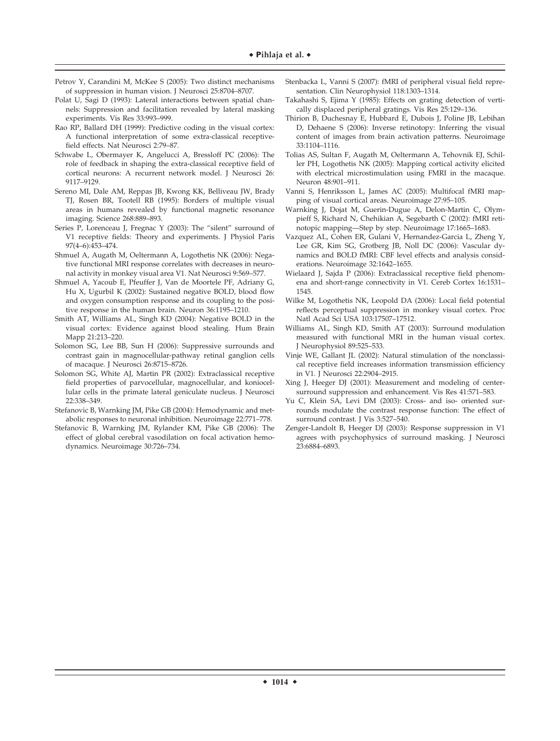Petrov Y, Carandini M, McKee S (2005): Two distinct mechanisms of suppression in human vision. J Neurosci 25:8704–8707.

Polat U, Sagi D (1993): Lateral interactions between spatial channels: Suppression and facilitation revealed by lateral masking experiments. Vis Res 33:993–999.

Rao RP, Ballard DH (1999): Predictive coding in the visual cortex: A functional interpretation of some extra-classical receptive-field effects. Nat Neurosci 2:79–87.

Schwabe L, Obermayer K, Angelucci A, Bressloff PC (2006): The role of feedback in shaping the extra-classical receptive field of cortical neurons: A recurrent network model. J Neurosci 26: 9117–9129.

Sereno MI, Dale AM, Reppas JB, Kwong KK, Belliveau JW, Brady TJ, Rosen BR, Tootell RB (1995): Borders of multiple visual areas in humans revealed by functional magnetic resonance imaging. Science 268:889–893.

Series P, Lorenceau J, Fregnac Y (2003): The "silent" surround of V1 receptive fields: Theory and experiments. J Physiol Paris 97(4–6):453–474.

Shmuel A, Augath M, Oeltermann A, Logothetis NK (2006): Negative functional MRI response correlates with decreases in neuronal activity in monkey visual area V1. Nat Neurosci 9:569–577.

Shmuel A, Yacoub E, Pfeuffer J, Van de Moortele PF, Adriany G, Hu X, Ugurbil K (2002): Sustained negative BOLD, blood flow and oxygen consumption response and its coupling to the positive response in the human brain. Neuron 36:1195–1210.

Smith AT, Williams AL, Singh KD (2004): Negative BOLD in the visual cortex: Evidence against blood stealing. Hum Brain Mapp 21:213–220.

Solomon SG, Lee BB, Sun H (2006): Suppressive surrounds and contrast gain in magnocellular-pathway retinal ganglion cells of macaque. J Neurosci 26:8715–8726.

Solomon SG, White AJ, Martin PR (2002): Extraclassical receptive field properties of parvocellular, magnocellular, and koniocellular cells in the primate lateral geniculate nucleus. J Neurosci 22:338–349.

Stefanovic B, Warnking JM, Pike GB (2004): Hemodynamic and metabolic responses to neuronal inhibition. Neuroimage 22:771–778.

Stefanovic B, Warnking JM, Rylander KM, Pike GB (2006): The effect of global cerebral vasodilation on focal activation hemodynamics. Neuroimage 30:726–734.

Stenbacka L, Vanni S (2007): fMRI of peripheral visual field representation. Clin Neurophysiol 118:1303–1314.

Takahashi S, Ejima Y (1985): Effects on grating detection of vertically displaced peripheral gratings. Vis Res 25:129–136.

Thirion B, Duchesnay E, Hubbard E, Dubois J, Poline JB, Lebihan D, Dehaene S (2006): Inverse retinotopy: Inferring the visual content of images from brain activation patterns. Neuroimage 33:1104–1116.

Tolias AS, Sultan F, Augath M, Oeltermann A, Tehovnik EJ, Schiller PH, Logothetis NK (2005): Mapping cortical activity elicited with electrical microstimulation using FMRI in the macaque. Neuron 48:901–911.

Vanni S, Henriksson L, James AC (2005): Multifocal fMRI mapping of visual cortical areas. Neuroimage 27:95–105.

Warnking J, Dojat M, Guerin-Dugue A, Delon-Martin C, Olympieff S, Richard N, Chehikian A, Segebarth C (2002): fMRI retinotopic mapping—Step by step. Neuroimage 17:1665–1683.

Vazquez AL, Cohen ER, Gulani V, Hernandez-Garcia L, Zheng Y, Lee GR, Kim SG, Grotberg JB, Noll DC (2006): Vascular dynamics and BOLD fMRI: CBF level effects and analysis considerations. Neuroimage 32:1642–1655.

Wielaard J, Sajda P (2006): Extraclassical receptive field phenomena and short-range connectivity in V1. Cereb Cortex 16:1531–1545.

Wilke M, Logothetis NK, Leopold DA (2006): Local field potential reflects perceptual suppression in monkey visual cortex. Proc Natl Acad Sci USA 103:17507–17512.

Williams AL, Singh KD, Smith AT (2003): Surround modulation measured with functional MRI in the human visual cortex. J Neurophysiol 89:525–533.

Vinje WE, Gallant JL (2002): Natural stimulation of the nonclassical receptive field increases information transmission efficiency in V1. J Neurosci 22:2904–2915.

Xing J, Heeger DJ (2001): Measurement and modeling of center-surround suppression and enhancement. Vis Res 41:571–583.

Yu C, Klein SA, Levi DM (2003): Cross- and iso- oriented surrounds modulate the contrast response function: The effect of surround contrast. J Vis 3:527–540.

Zenger-Landolt B, Heeger DJ (2003): Response suppression in V1 agrees with psychophysics of surround masking. J Neurosci 23:6884–6893.